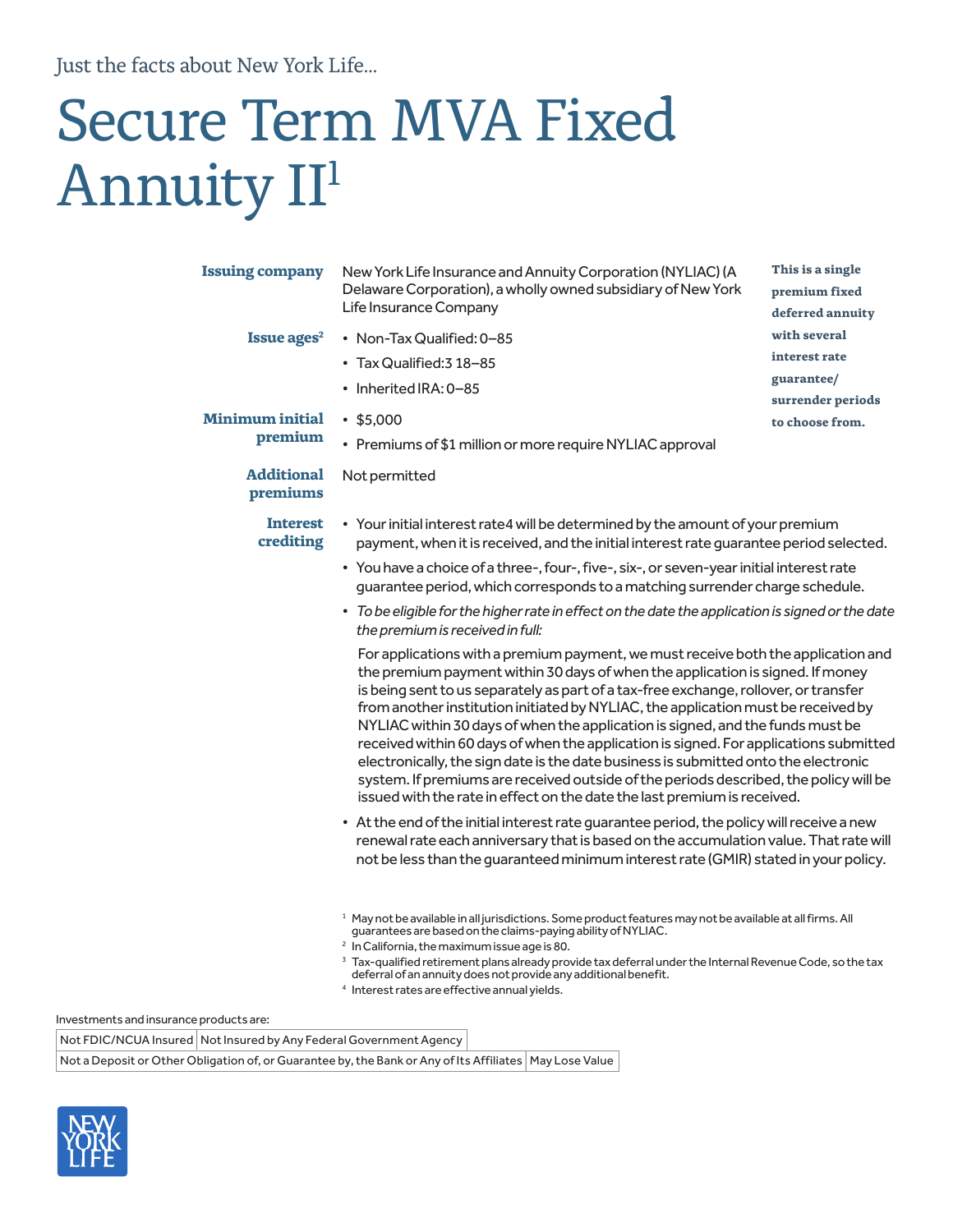Just the facts about New York Life...

# Secure Term MVA Fixed Annuity II[1]

**This is a single premium fixed deferred annuity with several interest rate guarantee/ surrender periods to choose from.**

**Issuing company**

New York Life Insurance and Annuity Corporation (NYLIAC) (A Delaware Corporation), a wholly owned subsidiary of New York Life Insurance Company

**Issue ages[2]**

- Non-Tax Qualified: 0–85
- Tax Qualified:[3] 18–85
- Inherited IRA: 0–85

**Minimum initial premium**

- $5,000
- Premiums of $1 million or more require NYLIAC approval

**Additional premiums**

Not permitted

**Interest crediting**

- Your initial interest rate[4] will be determined by the amount of your premium payment, when it is received, and the initial interest rate guarantee period selected.
- You have a choice of a three-, four-, five-, six-, or seven-year initial interest rate guarantee period, which corresponds to a matching surrender charge schedule.
- *To be eligible for the higher rate in effect on the date the application is signed or the date the premium is received in full:*

  For applications with a premium payment, we must receive both the application and the premium payment within 30 days of when the application is signed. If money is being sent to us separately as part of a tax-free exchange, rollover, or transfer from another institution initiated by NYLIAC, the application must be received by NYLIAC within 30 days of when the application is signed, and the funds must be received within 60 days of when the application is signed. For applications submitted electronically, the sign date is the date business is submitted onto the electronic system. If premiums are received outside of the periods described, the policy will be issued with the rate in effect on the date the last premium is received.
- At the end of the initial interest rate guarantee period, the policy will receive a new renewal rate each anniversary that is based on the accumulation value. That rate will not be less than the guaranteed minimum interest rate (GMIR) stated in your policy.

[1] May not be available in all jurisdictions. Some product features may not be available at all firms. All guarantees are based on the claims-paying ability of NYLIAC.

[2] In California, the maximum issue age is 80.

[3] Tax-qualified retirement plans already provide tax deferral under the Internal Revenue Code, so the tax deferral of an annuity does not provide any additional benefit.

[4] Interest rates are effective annual yields.

Investments and insurance products are:

| Not FDIC/NCUA Insured | Not Insured by Any Federal Government Agency |
| --- | --- |
| Not a Deposit or Other Obligation of, or Guarantee by, the Bank or Any of Its Affiliates | May Lose Value |

NEW YORK LIFE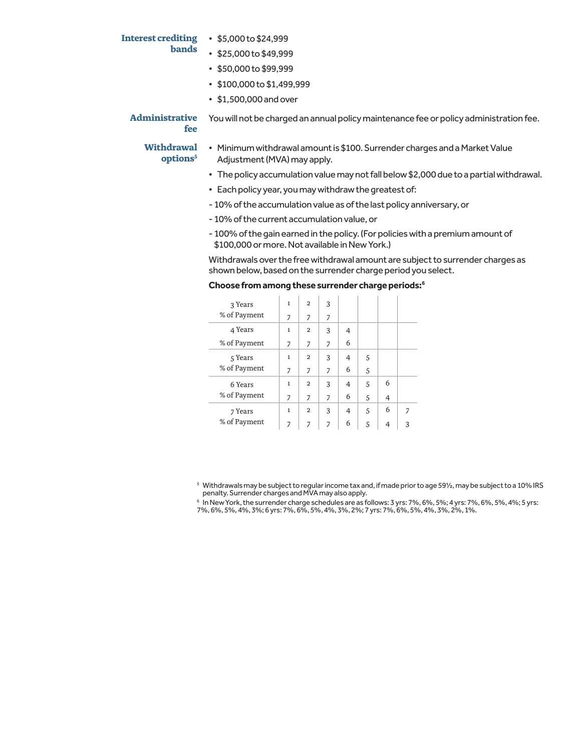**Interest crediting bands**

- $5,000 to $24,999
- $25,000 to $49,999
- $50,000 to $99,999
- $100,000 to $1,499,999
- $1,500,000 and over

**Administrative fee**

You will not be charged an annual policy maintenance fee or policy administration fee.

**Withdrawal options**[5]

- Minimum withdrawal amount is $100. Surrender charges and a Market Value Adjustment (MVA) may apply.
- The policy accumulation value may not fall below $2,000 due to a partial withdrawal.
- Each policy year, you may withdraw the greatest of:

- 10% of the accumulation value as of the last policy anniversary, or
- 10% of the current accumulation value, or
- 100% of the gain earned in the policy. (For policies with a premium amount of $100,000 or more. Not available in New York.)

Withdrawals over the free withdrawal amount are subject to surrender charges as shown below, based on the surrender charge period you select.

**Choose from among these surrender charge periods:**[6]

| | | | | | | | |
|---|---|---|---|---|---|---|---|
| 3 Years | 1 | 2 | 3 | | | | |
| % of Payment | 7 | 7 | 7 | | | | |
| 4 Years | 1 | 2 | 3 | 4 | | | |
| % of Payment | 7 | 7 | 7 | 6 | | | |
| 5 Years | 1 | 2 | 3 | 4 | 5 | | |
| % of Payment | 7 | 7 | 7 | 6 | 5 | | |
| 6 Years | 1 | 2 | 3 | 4 | 5 | 6 | |
| % of Payment | 7 | 7 | 7 | 6 | 5 | 4 | |
| 7 Years | 1 | 2 | 3 | 4 | 5 | 6 | 7 |
| % of Payment | 7 | 7 | 7 | 6 | 5 | 4 | 3 |

[5] Withdrawals may be subject to regular income tax and, if made prior to age 59½, may be subject to a 10% IRS penalty. Surrender charges and MVA may also apply.

[6] In New York, the surrender charge schedules are as follows: 3 yrs: 7%, 6%, 5%; 4 yrs: 7%, 6%, 5%, 4%; 5 yrs: 7%, 6%, 5%, 4%, 3%; 6 yrs: 7%, 6%, 5%, 4%, 3%, 2%; 7 yrs: 7%, 6%, 5%, 4%, 3%, 2%, 1%.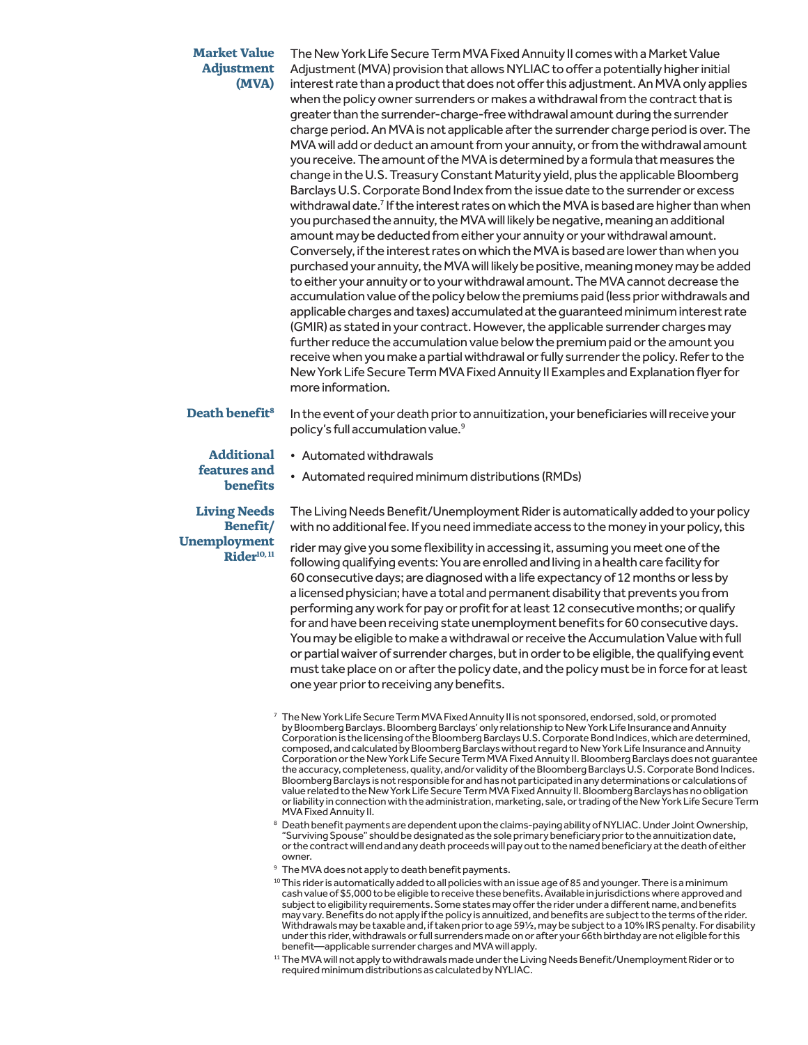**Market Value Adjustment (MVA)**

The New York Life Secure Term MVA Fixed Annuity II comes with a Market Value Adjustment (MVA) provision that allows NYLIAC to offer a potentially higher initial interest rate than a product that does not offer this adjustment. An MVA only applies when the policy owner surrenders or makes a withdrawal from the contract that is greater than the surrender-charge-free withdrawal amount during the surrender charge period. An MVA is not applicable after the surrender charge period is over. The MVA will add or deduct an amount from your annuity, or from the withdrawal amount you receive. The amount of the MVA is determined by a formula that measures the change in the U.S. Treasury Constant Maturity yield, plus the applicable Bloomberg Barclays U.S. Corporate Bond Index from the issue date to the surrender or excess withdrawal date.[7] If the interest rates on which the MVA is based are higher than when you purchased the annuity, the MVA will likely be negative, meaning an additional amount may be deducted from either your annuity or your withdrawal amount. Conversely, if the interest rates on which the MVA is based are lower than when you purchased your annuity, the MVA will likely be positive, meaning money may be added to either your annuity or to your withdrawal amount. The MVA cannot decrease the accumulation value of the policy below the premiums paid (less prior withdrawals and applicable charges and taxes) accumulated at the guaranteed minimum interest rate (GMIR) as stated in your contract. However, the applicable surrender charges may further reduce the accumulation value below the premium paid or the amount you receive when you make a partial withdrawal or fully surrender the policy. Refer to the New York Life Secure Term MVA Fixed Annuity II Examples and Explanation flyer for more information.

**Death benefit[8]**

In the event of your death prior to annuitization, your beneficiaries will receive your policy's full accumulation value.[9]

**Additional features and benefits**

- Automated withdrawals
- Automated required minimum distributions (RMDs)

**Living Needs Benefit/ Unemployment Rider[10, 11]**

The Living Needs Benefit/Unemployment Rider is automatically added to your policy with no additional fee. If you need immediate access to the money in your policy, this rider may give you some flexibility in accessing it, assuming you meet one of the following qualifying events: You are enrolled and living in a health care facility for 60 consecutive days; are diagnosed with a life expectancy of 12 months or less by a licensed physician; have a total and permanent disability that prevents you from performing any work for pay or profit for at least 12 consecutive months; or qualify for and have been receiving state unemployment benefits for 60 consecutive days. You may be eligible to make a withdrawal or receive the Accumulation Value with full or partial waiver of surrender charges, but in order to be eligible, the qualifying event must take place on or after the policy date, and the policy must be in force for at least one year prior to receiving any benefits.

[7] The New York Life Secure Term MVA Fixed Annuity II is not sponsored, endorsed, sold, or promoted by Bloomberg Barclays. Bloomberg Barclays' only relationship to New York Life Insurance and Annuity Corporation is the licensing of the Bloomberg Barclays U.S. Corporate Bond Indices, which are determined, composed, and calculated by Bloomberg Barclays without regard to New York Life Insurance and Annuity Corporation or the New York Life Secure Term MVA Fixed Annuity II. Bloomberg Barclays does not guarantee the accuracy, completeness, quality, and/or validity of the Bloomberg Barclays U.S. Corporate Bond Indices. Bloomberg Barclays is not responsible for and has not participated in any determinations or calculations of value related to the New York Life Secure Term MVA Fixed Annuity II. Bloomberg Barclays has no obligation or liability in connection with the administration, marketing, sale, or trading of the New York Life Secure Term MVA Fixed Annuity II.

[8] Death benefit payments are dependent upon the claims-paying ability of NYLIAC. Under Joint Ownership, "Surviving Spouse" should be designated as the sole primary beneficiary prior to the annuitization date, or the contract will end and any death proceeds will pay out to the named beneficiary at the death of either owner.

[9] The MVA does not apply to death benefit payments.

[10] This rider is automatically added to all policies with an issue age of 85 and younger. There is a minimum cash value of $5,000 to be eligible to receive these benefits. Available in jurisdictions where approved and subject to eligibility requirements. Some states may offer the rider under a different name, and benefits may vary. Benefits do not apply if the policy is annuitized, and benefits are subject to the terms of the rider. Withdrawals may be taxable and, if taken prior to age 59½, may be subject to a 10% IRS penalty. For disability under this rider, withdrawals or full surrenders made on or after your 66th birthday are not eligible for this benefit—applicable surrender charges and MVA will apply.

[11] The MVA will not apply to withdrawals made under the Living Needs Benefit/Unemployment Rider or to required minimum distributions as calculated by NYLIAC.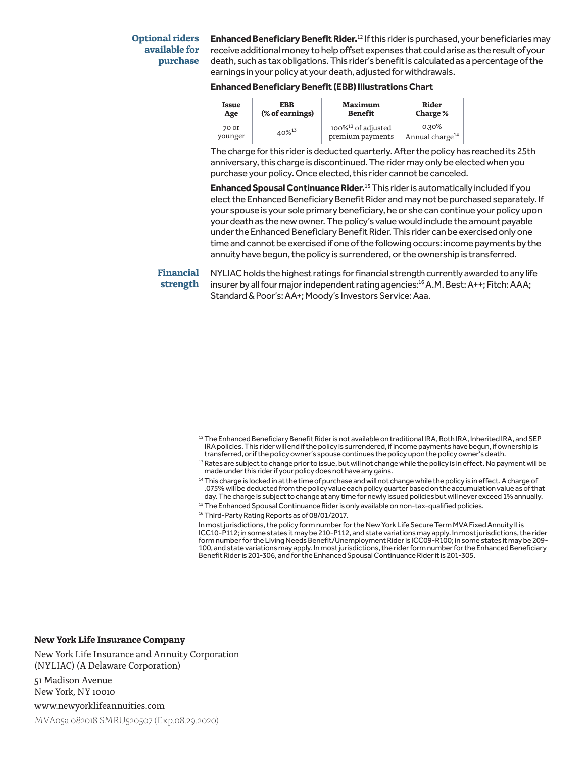## Optional riders available for purchase

**Enhanced Beneficiary Benefit Rider.**[12] If this rider is purchased, your beneficiaries may receive additional money to help offset expenses that could arise as the result of your death, such as tax obligations. This rider's benefit is calculated as a percentage of the earnings in your policy at your death, adjusted for withdrawals.

**Enhanced Beneficiary Benefit (EBB) Illustrations Chart**

| Issue Age | EBB (% of earnings) | Maximum Benefit | Rider Charge % |
|---|---|---|---|
| 70 or younger | 40%[13] | 100%[13] of adjusted premium payments | 0.30% Annual charge[14] |

The charge for this rider is deducted quarterly. After the policy has reached its 25th anniversary, this charge is discontinued. The rider may only be elected when you purchase your policy. Once elected, this rider cannot be canceled.

**Enhanced Spousal Continuance Rider.**[15] This rider is automatically included if you elect the Enhanced Beneficiary Benefit Rider and may not be purchased separately. If your spouse is your sole primary beneficiary, he or she can continue your policy upon your death as the new owner. The policy's value would include the amount payable under the Enhanced Beneficiary Benefit Rider. This rider can be exercised only one time and cannot be exercised if one of the following occurs: income payments by the annuity have begun, the policy is surrendered, or the ownership is transferred.

## Financial strength

NYLIAC holds the highest ratings for financial strength currently awarded to any life insurer by all four major independent rating agencies:[16] A.M. Best: A++; Fitch: AAA; Standard & Poor's: AA+; Moody's Investors Service: Aaa.

[12] The Enhanced Beneficiary Benefit Rider is not available on traditional IRA, Roth IRA, Inherited IRA, and SEP IRA policies. This rider will end if the policy is surrendered, if income payments have begun, if ownership is transferred, or if the policy owner's spouse continues the policy upon the policy owner's death.

[13] Rates are subject to change prior to issue, but will not change while the policy is in effect. No payment will be made under this rider if your policy does not have any gains.

[14] This charge is locked in at the time of purchase and will not change while the policy is in effect. A charge of .075% will be deducted from the policy value each policy quarter based on the accumulation value as of that day. The charge is subject to change at any time for newly issued policies but will never exceed 1% annually.

[15] The Enhanced Spousal Continuance Rider is only available on non-tax-qualified policies.

[16] Third-Party Rating Reports as of 08/01/2017.

In most jurisdictions, the policy form number for the New York Life Secure Term MVA Fixed Annuity II is ICC10-P112; in some states it may be 210-P112, and state variations may apply. In most jurisdictions, the rider form number for the Living Needs Benefit/Unemployment Rider is ICC09-R100; in some states it may be 209-100, and state variations may apply. In most jurisdictions, the rider form number for the Enhanced Beneficiary Benefit Rider is 201-306, and for the Enhanced Spousal Continuance Rider it is 201-305.

**New York Life Insurance Company**

New York Life Insurance and Annuity Corporation (NYLIAC) (A Delaware Corporation)

51 Madison Avenue
New York, NY 10010

www.newyorklifeannuities.com

MVA05a.082018 SMRU520507 (Exp.08.29.2020)